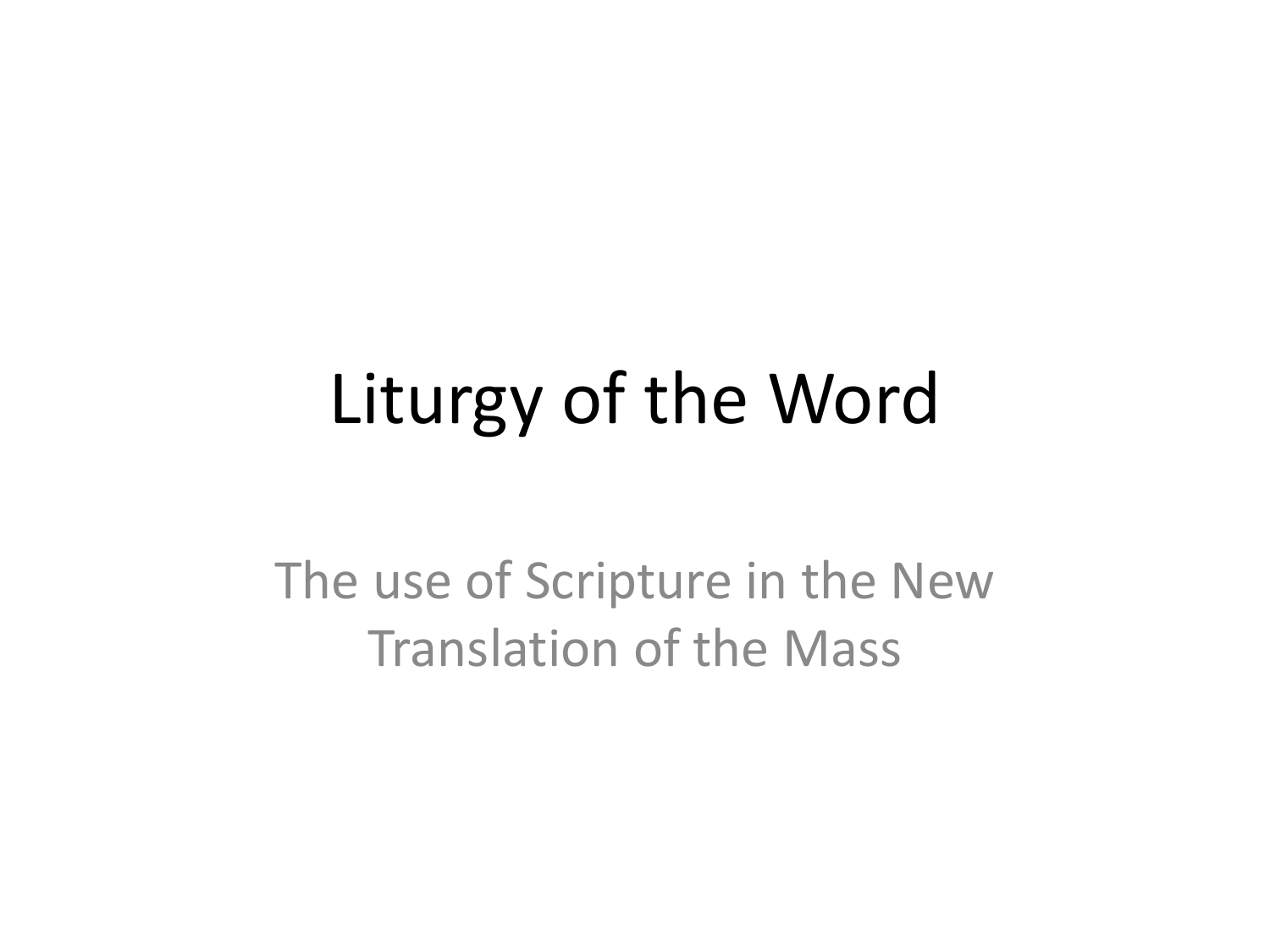# Liturgy of the Word

The use of Scripture in the New Translation of the Mass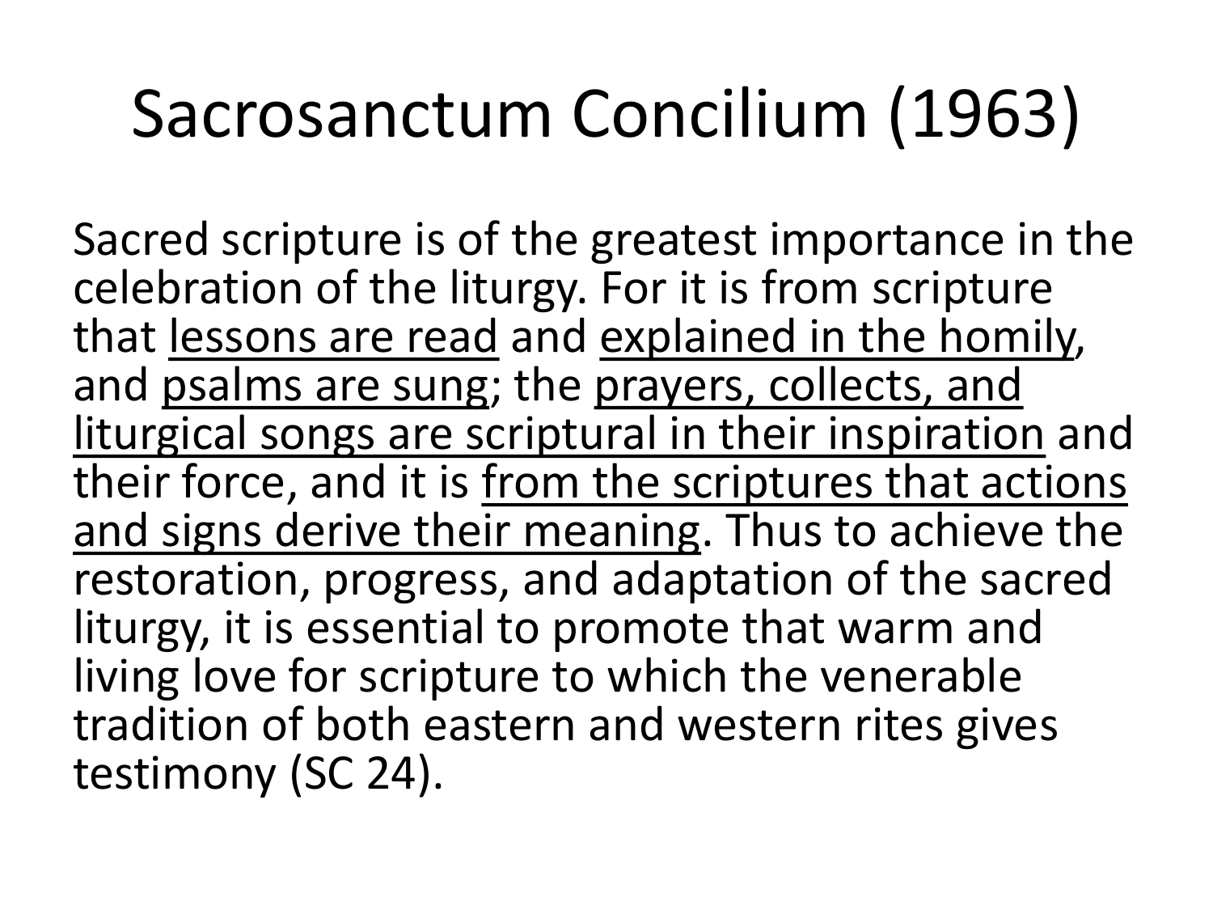# Sacrosanctum Concilium (1963)

Sacred scripture is of the greatest importance in the celebration of the liturgy. For it is from scripture that <u>lessons are read</u> and <u>explained in the homily</u>, and <u>psalms are sung</u>; the <u>prayers, collects, and liturgical songs are scriptural in their inspiration</u> and their force, and it is <u>from the scriptures that actions and signs derive their meaning</u>. Thus to achieve the restoration, progress, and adaptation of the sacred liturgy, it is essential to promote that warm and living love for scripture to which the venerable tradition of both eastern and western rites gives testimony (SC 24).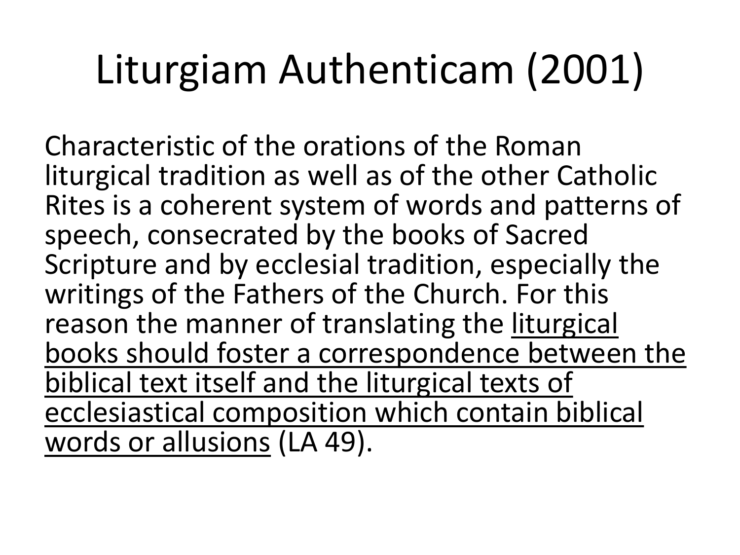# Liturgiam Authenticam (2001)

Characteristic of the orations of the Roman liturgical tradition as well as of the other Catholic Rites is a coherent system of words and patterns of speech, consecrated by the books of Sacred Scripture and by ecclesial tradition, especially the writings of the Fathers of the Church. For this reason the manner of translating the <u>liturgical books should foster a correspondence between the biblical text itself and the liturgical texts of ecclesiastical composition which contain biblical words or allusions</u> (LA 49).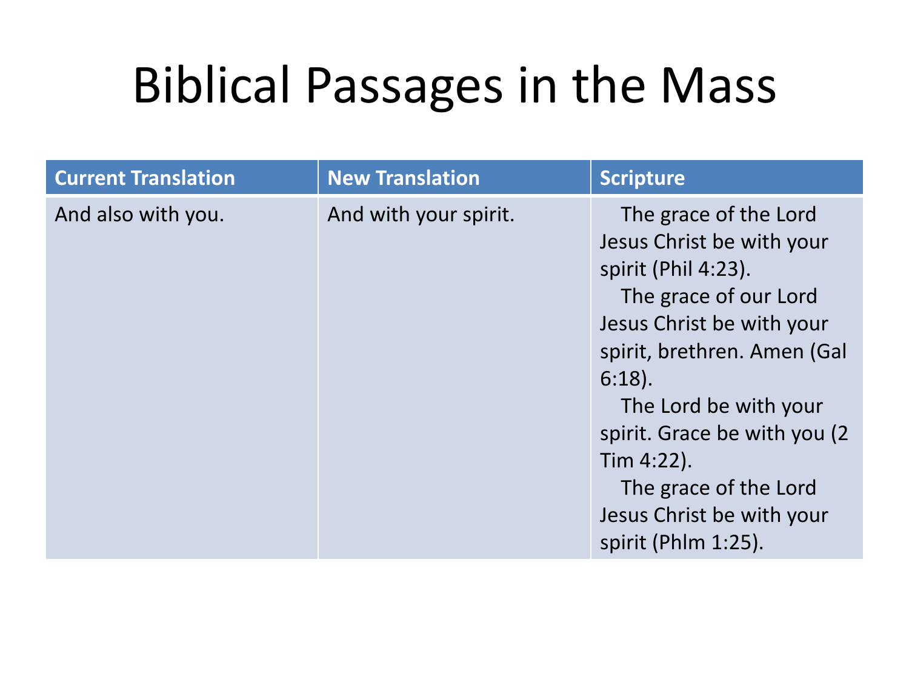# Biblical Passages in the Mass

| Current Translation | New Translation | Scripture |
|---|---|---|
| And also with you. | And with your spirit. | The grace of the Lord Jesus Christ be with your spirit (Phil 4:23).<br>The grace of our Lord Jesus Christ be with your spirit, brethren. Amen (Gal 6:18).<br>The Lord be with your spirit. Grace be with you (2 Tim 4:22).<br>The grace of the Lord Jesus Christ be with your spirit (Phlm 1:25). |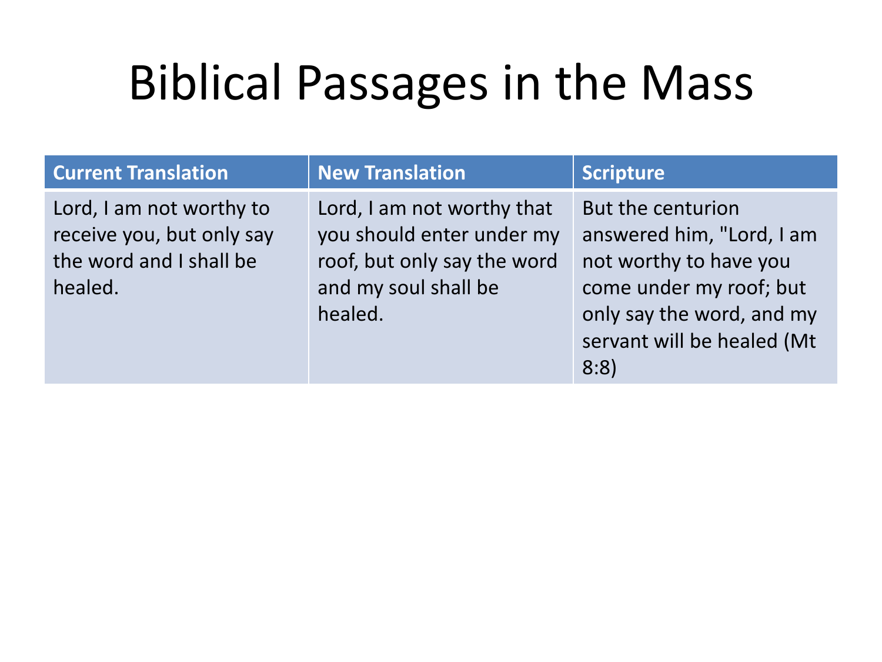# Biblical Passages in the Mass

| Current Translation | New Translation | Scripture |
|---|---|---|
| Lord, I am not worthy to receive you, but only say the word and I shall be healed. | Lord, I am not worthy that you should enter under my roof, but only say the word and my soul shall be healed. | But the centurion answered him, "Lord, I am not worthy to have you come under my roof; but only say the word, and my servant will be healed (Mt 8:8) |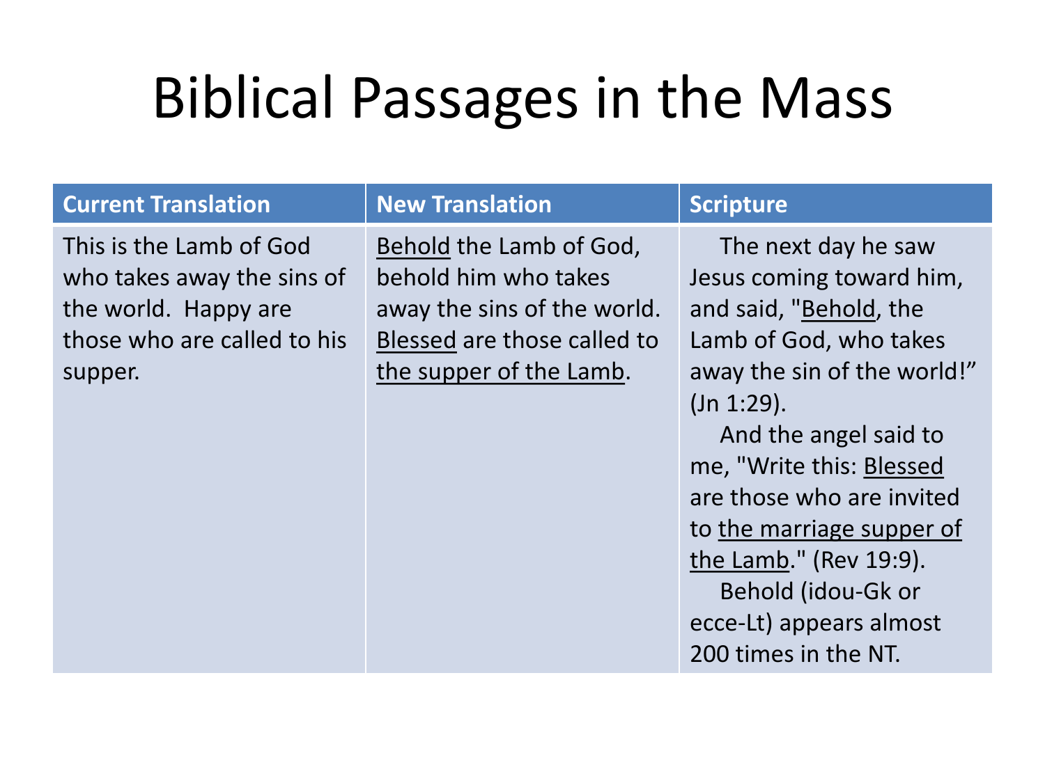# Biblical Passages in the Mass

| Current Translation | New Translation | Scripture |
|---|---|---|
| This is the Lamb of God who takes away the sins of the world. Happy are those who are called to his supper. | <u>Behold</u> the Lamb of God, behold him who takes away the sins of the world. <u>Blessed</u> are those called to <u>the supper of the Lamb</u>. | The next day he saw Jesus coming toward him, and said, "<u>Behold</u>, the Lamb of God, who takes away the sin of the world!" (Jn 1:29). And the angel said to me, "Write this: <u>Blessed</u> are those who are invited to <u>the marriage supper of the Lamb</u>." (Rev 19:9). Behold (idou-Gk or ecce-Lt) appears almost 200 times in the NT. |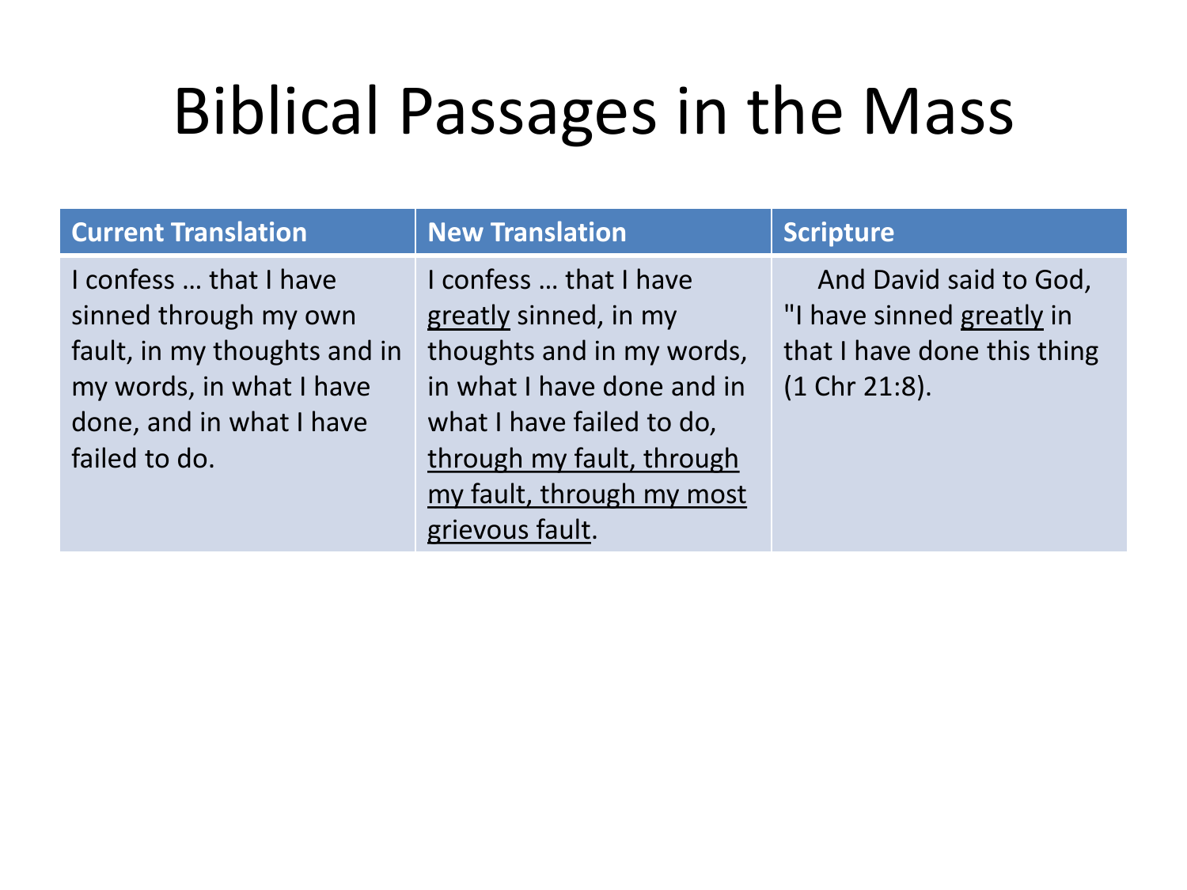# Biblical Passages in the Mass

| Current Translation | New Translation | Scripture |
|---|---|---|
| I confess … that I have sinned through my own fault, in my thoughts and in my words, in what I have done, and in what I have failed to do. | I confess … that I have <u>greatly</u> sinned, in my thoughts and in my words, in what I have done and in what I have failed to do, <u>through my fault, through my fault, through my most grievous fault</u>. | And David said to God, "I have sinned <u>greatly</u> in that I have done this thing (1 Chr 21:8). |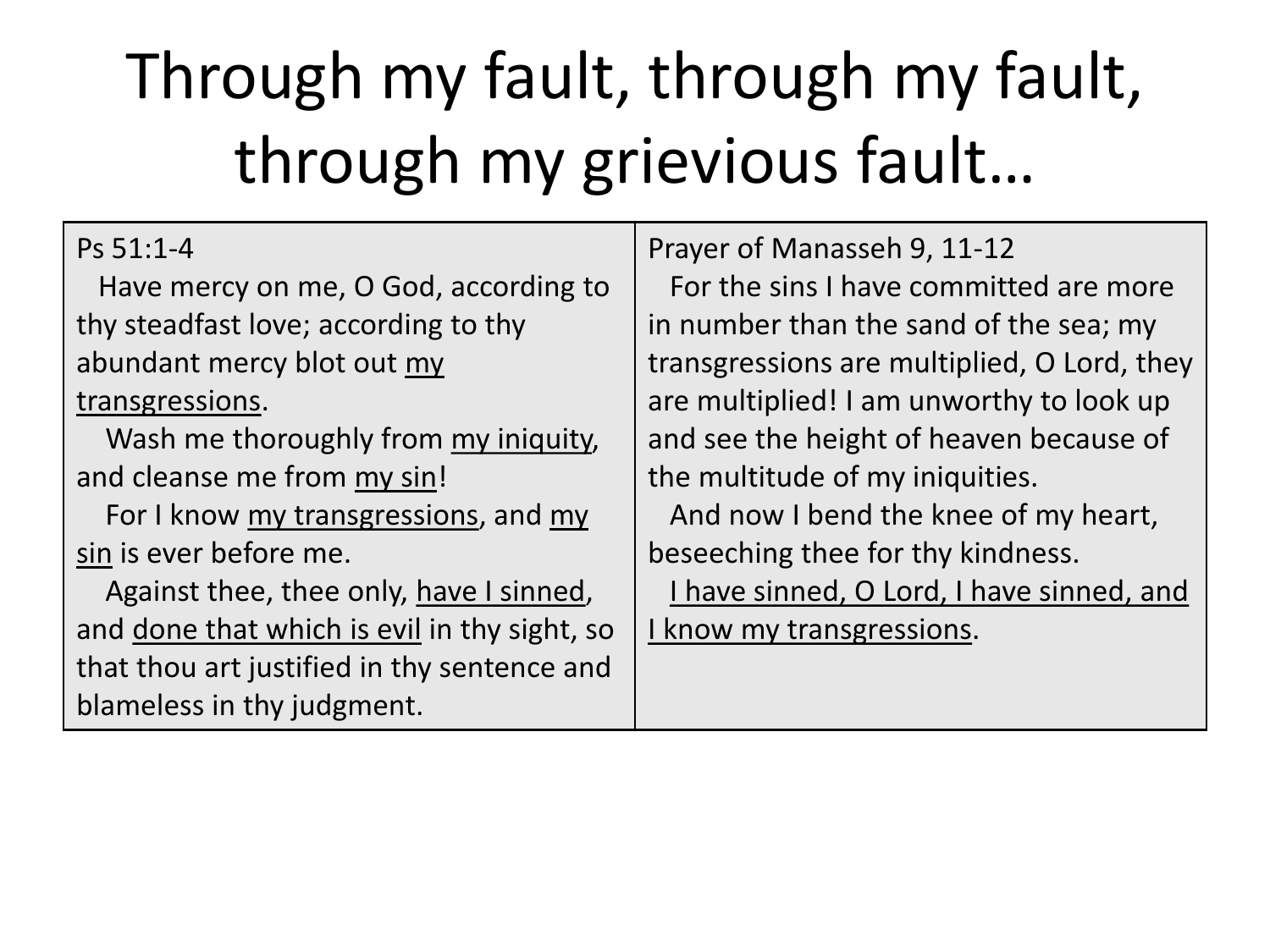# Through my fault, through my fault, through my grievious fault…

| Ps 51:1-4 | Prayer of Manasseh 9, 11-12 |
|---|---|
| Have mercy on me, O God, according to thy steadfast love; according to thy abundant mercy blot out <u>my transgressions</u>.<br>Wash me thoroughly from <u>my iniquity</u>, and cleanse me from <u>my sin</u>!<br>For I know <u>my transgressions</u>, and <u>my sin</u> is ever before me.<br>Against thee, thee only, <u>have I sinned</u>, and <u>done that which is evil</u> in thy sight, so that thou art justified in thy sentence and blameless in thy judgment. | For the sins I have committed are more in number than the sand of the sea; my transgressions are multiplied, O Lord, they are multiplied! I am unworthy to look up and see the height of heaven because of the multitude of my iniquities.<br>And now I bend the knee of my heart, beseeching thee for thy kindness.<br><u>I have sinned, O Lord, I have sinned, and I know my transgressions</u>. |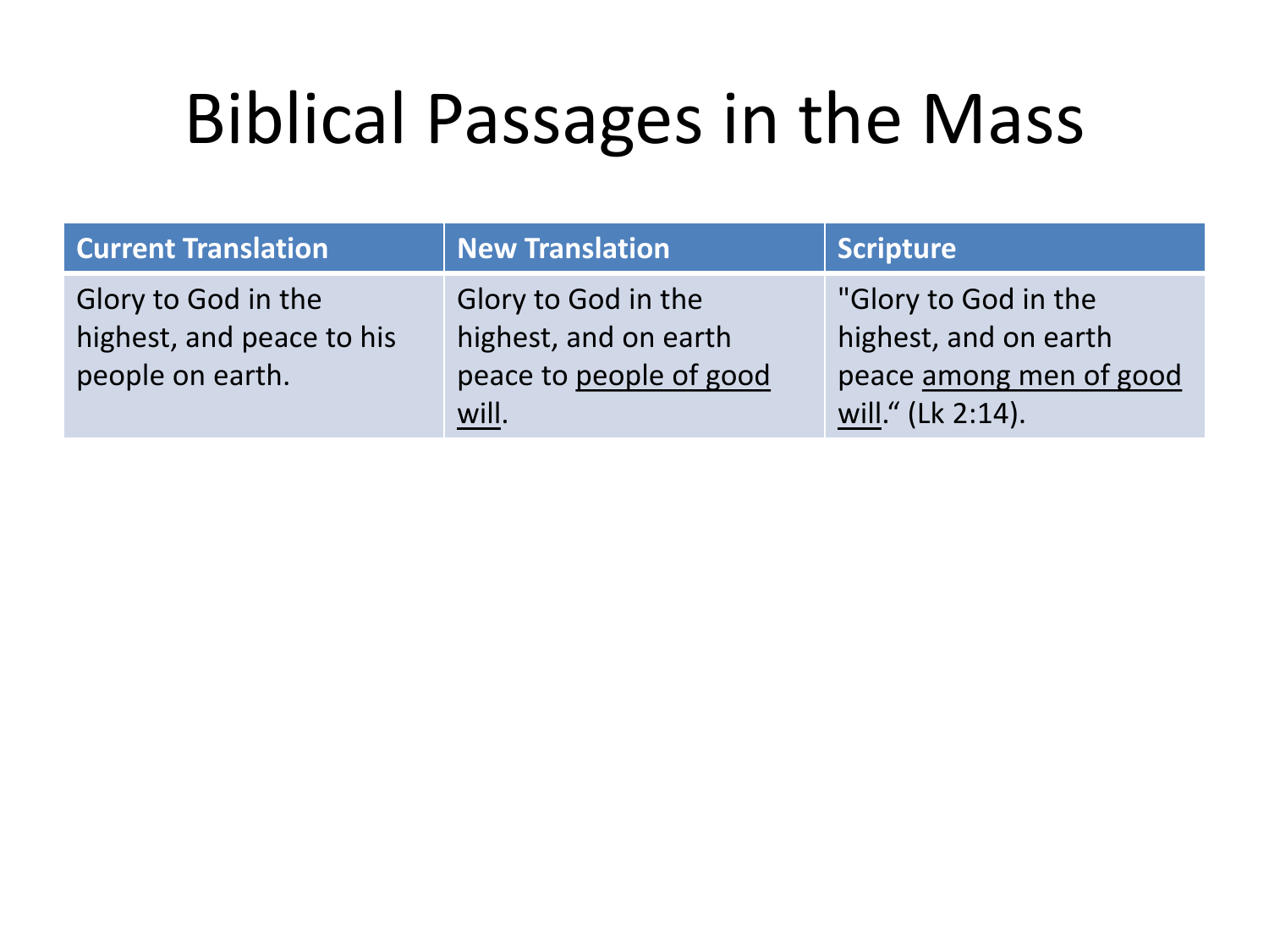# Biblical Passages in the Mass

| Current Translation | New Translation | Scripture |
| --- | --- | --- |
| Glory to God in the highest, and peace to his people on earth. | Glory to God in the highest, and on earth peace to <u>people of good will</u>. | "Glory to God in the highest, and on earth peace <u>among men of good will</u>." (Lk 2:14). |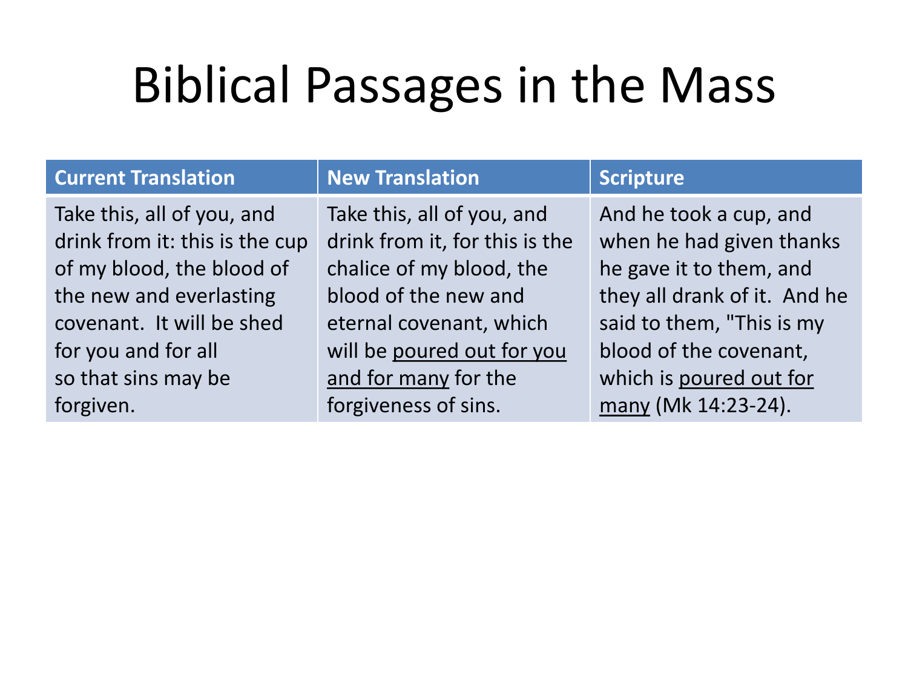# Biblical Passages in the Mass

| Current Translation | New Translation | Scripture |
| --- | --- | --- |
| Take this, all of you, and drink from it: this is the cup of my blood, the blood of the new and everlasting covenant. It will be shed for you and for all so that sins may be forgiven. | Take this, all of you, and drink from it, for this is the chalice of my blood, the blood of the new and eternal covenant, which will be <u>poured out for you and for many</u> for the forgiveness of sins. | And he took a cup, and when he had given thanks he gave it to them, and they all drank of it. And he said to them, "This is my blood of the covenant, which is <u>poured out for many</u> (Mk 14:23-24). |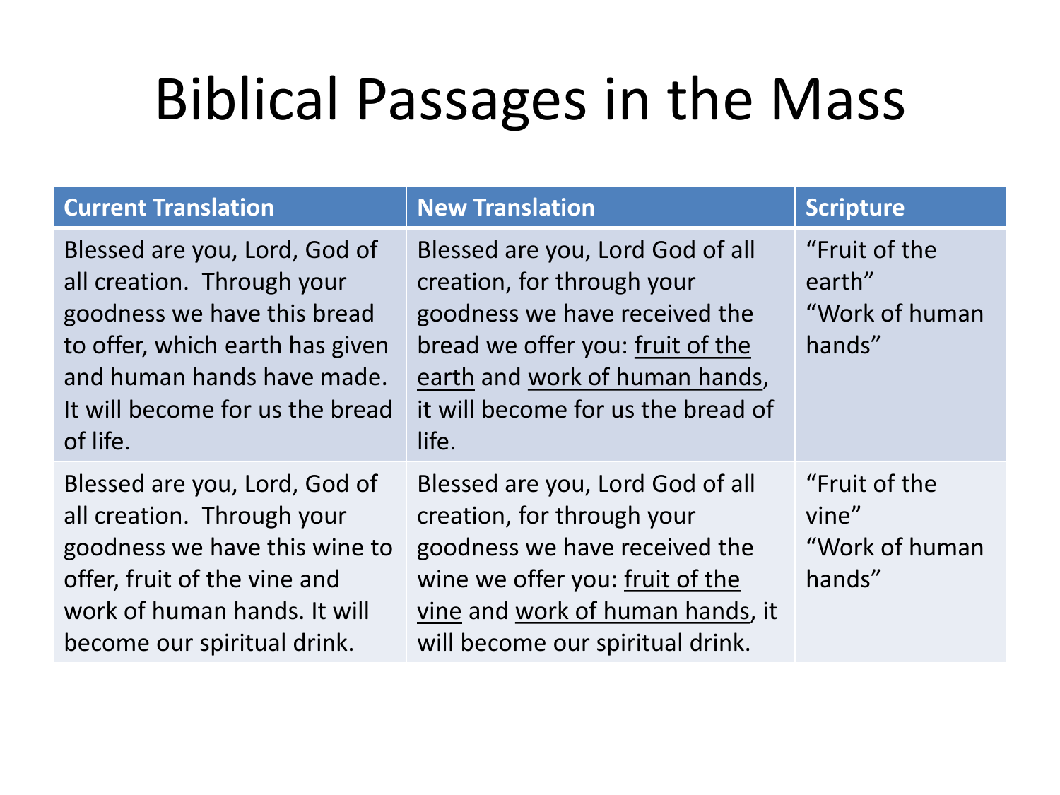# Biblical Passages in the Mass

| Current Translation | New Translation | Scripture |
|---|---|---|
| Blessed are you, Lord, God of all creation. Through your goodness we have this bread to offer, which earth has given and human hands have made. It will become for us the bread of life. | Blessed are you, Lord God of all creation, for through your goodness we have received the bread we offer you: <u>fruit of the earth</u> and <u>work of human hands</u>, it will become for us the bread of life. | "Fruit of the earth" "Work of human hands" |
| Blessed are you, Lord, God of all creation. Through your goodness we have this wine to offer, fruit of the vine and work of human hands. It will become our spiritual drink. | Blessed are you, Lord God of all creation, for through your goodness we have received the wine we offer you: <u>fruit of the vine</u> and <u>work of human hands</u>, it will become our spiritual drink. | "Fruit of the vine" "Work of human hands" |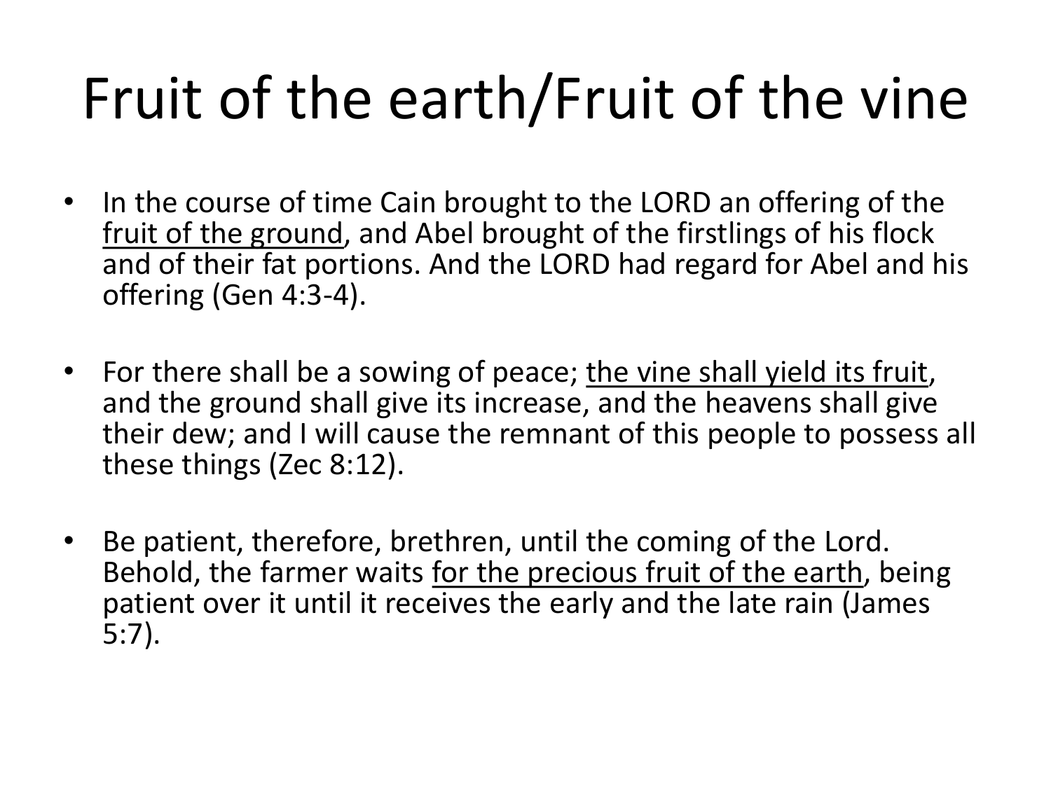# Fruit of the earth/Fruit of the vine

- In the course of time Cain brought to the LORD an offering of the <u>fruit of the ground</u>, and Abel brought of the firstlings of his flock and of their fat portions. And the LORD had regard for Abel and his offering (Gen 4:3-4).

- For there shall be a sowing of peace; <u>the vine shall yield its fruit</u>, and the ground shall give its increase, and the heavens shall give their dew; and I will cause the remnant of this people to possess all these things (Zec 8:12).

- Be patient, therefore, brethren, until the coming of the Lord. Behold, the farmer waits <u>for the precious fruit of the earth</u>, being patient over it until it receives the early and the late rain (James 5:7).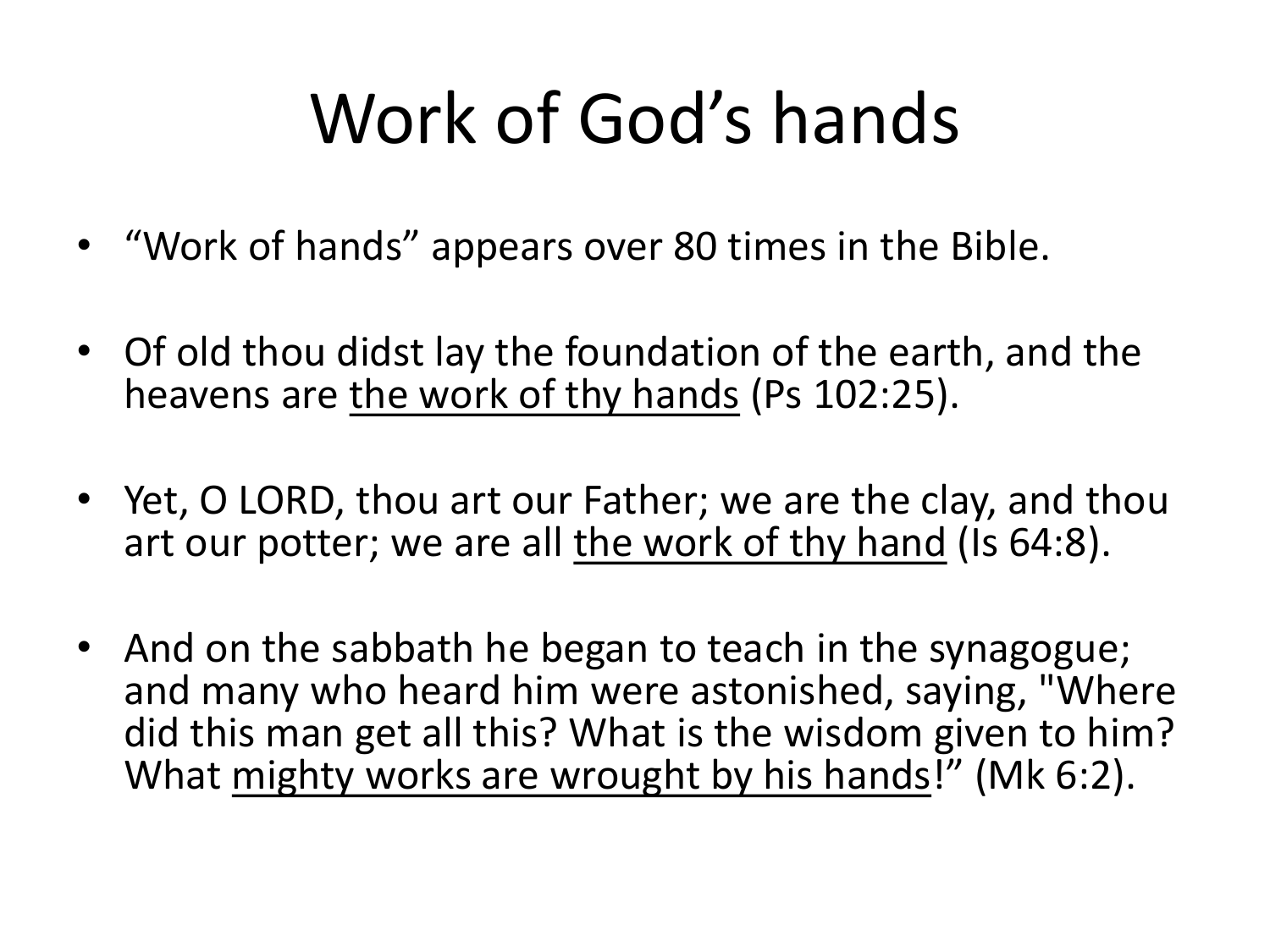# Work of God's hands

- "Work of hands" appears over 80 times in the Bible.
- Of old thou didst lay the foundation of the earth, and the heavens are <u>the work of thy hands</u> (Ps 102:25).
- Yet, O LORD, thou art our Father; we are the clay, and thou art our potter; we are all <u>the work of thy hand</u> (Is 64:8).
- And on the sabbath he began to teach in the synagogue; and many who heard him were astonished, saying, "Where did this man get all this? What is the wisdom given to him? What <u>mighty works are wrought by his hands</u>!" (Mk 6:2).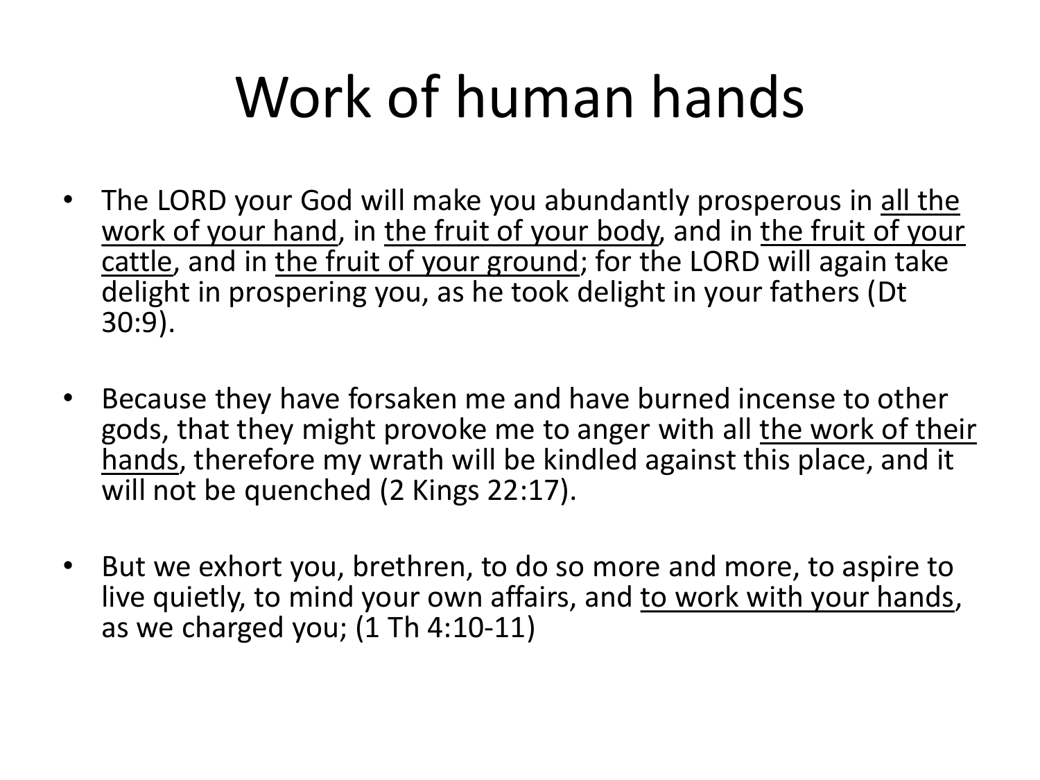# Work of human hands

- The LORD your God will make you abundantly prosperous in <u>all the work of your hand</u>, in <u>the fruit of your body</u>, and in <u>the fruit of your cattle</u>, and in <u>the fruit of your ground</u>; for the LORD will again take delight in prospering you, as he took delight in your fathers (Dt 30:9).

- Because they have forsaken me and have burned incense to other gods, that they might provoke me to anger with all <u>the work of their hands</u>, therefore my wrath will be kindled against this place, and it will not be quenched (2 Kings 22:17).

- But we exhort you, brethren, to do so more and more, to aspire to live quietly, to mind your own affairs, and <u>to work with your hands</u>, as we charged you; (1 Th 4:10-11)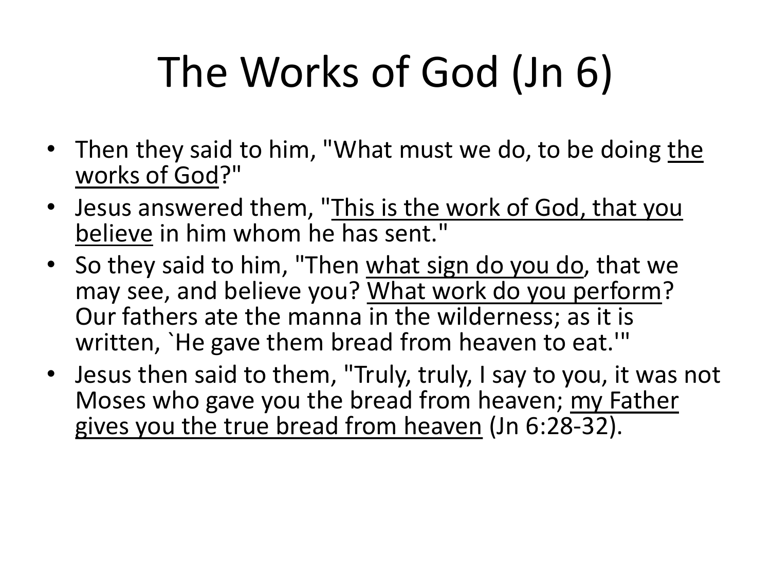# The Works of God (Jn 6)

- Then they said to him, "What must we do, to be doing <u>the works of God</u>?"
- Jesus answered them, "<u>This is the work of God, that you believe</u> in him whom he has sent."
- So they said to him, "Then <u>what sign do you do</u>, that we may see, and believe you? <u>What work do you perform</u>? Our fathers ate the manna in the wilderness; as it is written, `He gave them bread from heaven to eat.'"
- Jesus then said to them, "Truly, truly, I say to you, it was not Moses who gave you the bread from heaven; <u>my Father gives you the true bread from heaven</u> (Jn 6:28-32).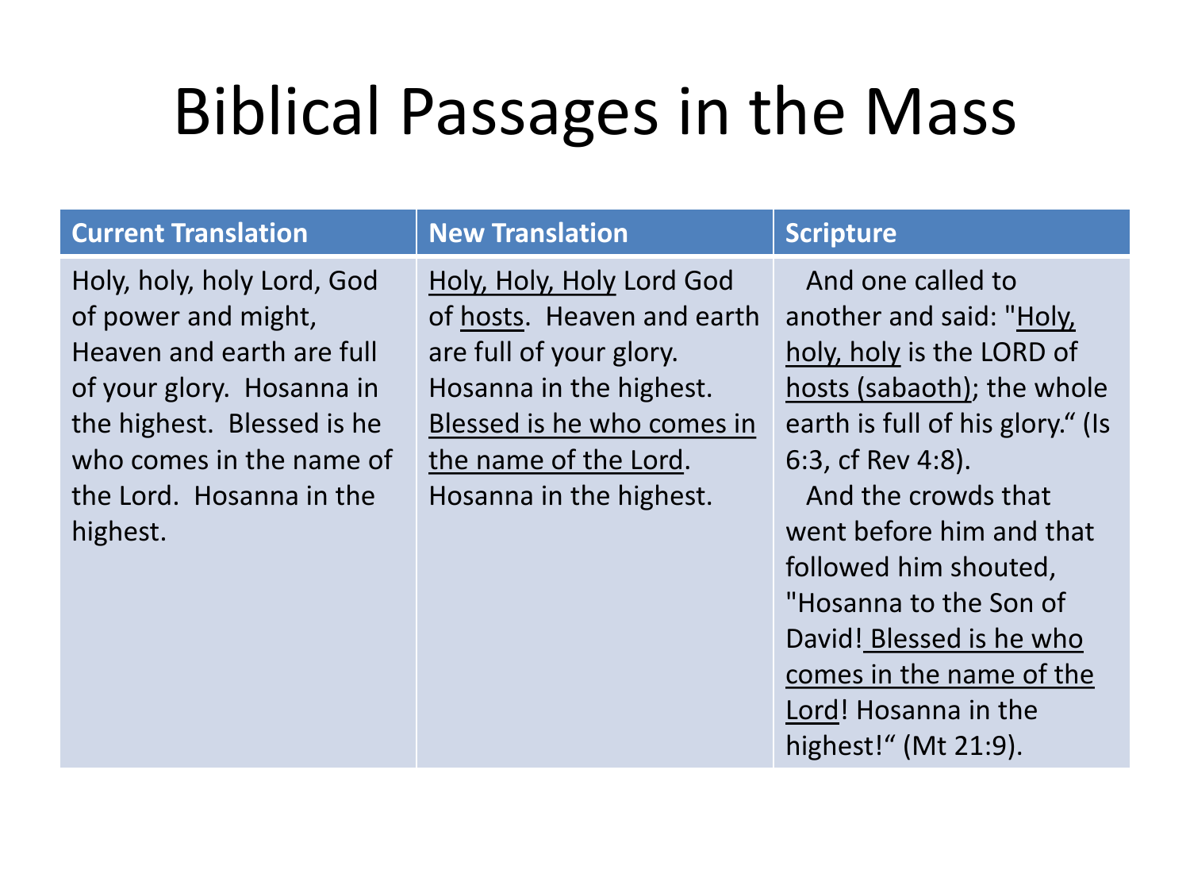# Biblical Passages in the Mass

| Current Translation | New Translation | Scripture |
|---|---|---|
| Holy, holy, holy Lord, God of power and might, Heaven and earth are full of your glory. Hosanna in the highest. Blessed is he who comes in the name of the Lord. Hosanna in the highest. | <u>Holy, Holy, Holy</u> Lord God of <u>hosts</u>. Heaven and earth are full of your glory. Hosanna in the highest. <u>Blessed is he who comes in the name of the Lord</u>. Hosanna in the highest. | And one called to another and said: "<u>Holy, holy, holy</u> is the LORD of <u>hosts (sabaoth)</u>; the whole earth is full of his glory." (Is 6:3, cf Rev 4:8). And the crowds that went before him and that followed him shouted, "Hosanna to the Son of David! <u>Blessed is he who comes in the name of the Lord</u>! Hosanna in the highest!" (Mt 21:9). |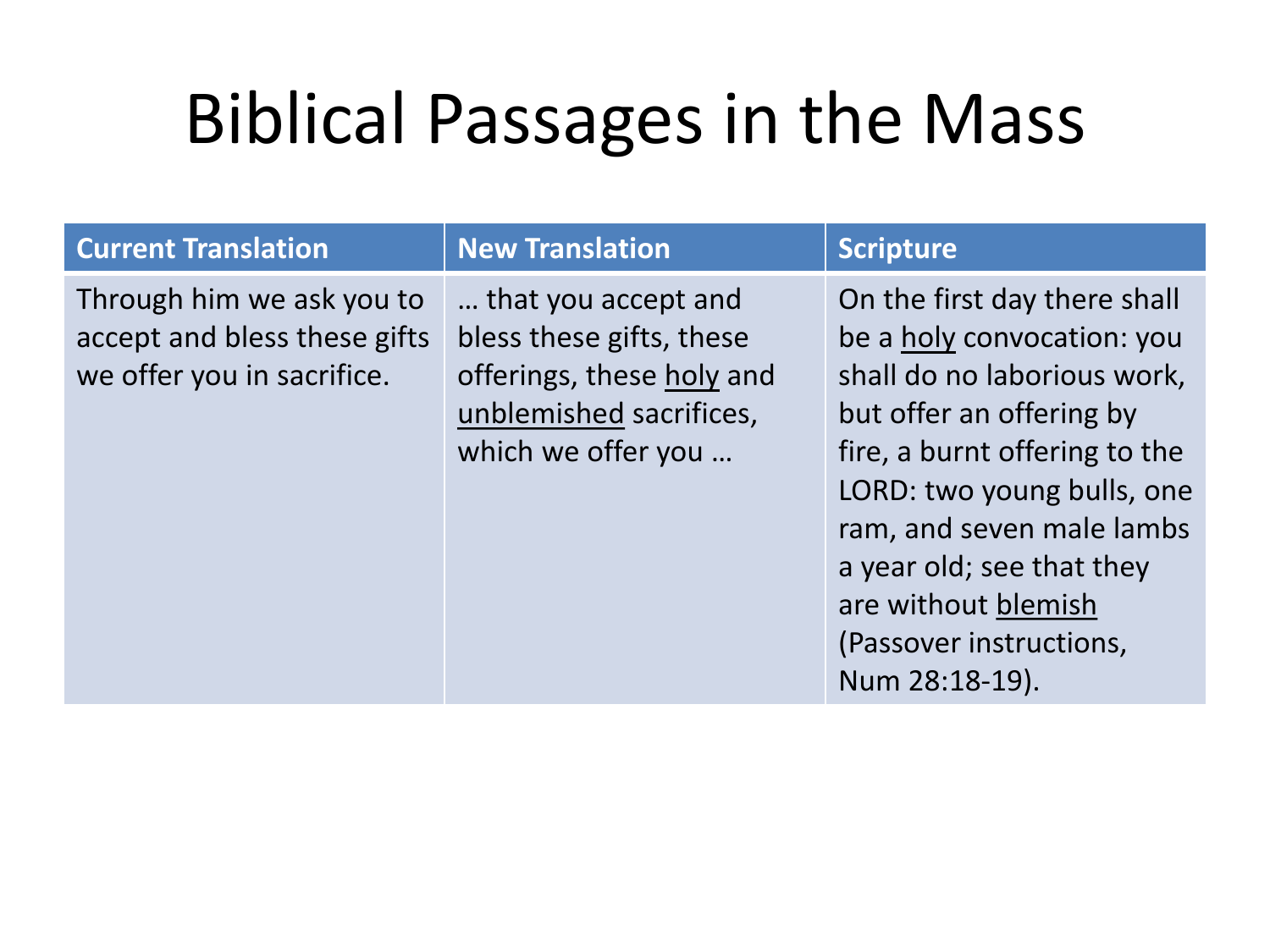# Biblical Passages in the Mass

| Current Translation | New Translation | Scripture |
|---|---|---|
| Through him we ask you to accept and bless these gifts we offer you in sacrifice. | … that you accept and bless these gifts, these offerings, these <u>holy</u> and <u>unblemished</u> sacrifices, which we offer you … | On the first day there shall be a <u>holy</u> convocation: you shall do no laborious work, but offer an offering by fire, a burnt offering to the LORD: two young bulls, one ram, and seven male lambs a year old; see that they are without <u>blemish</u> (Passover instructions, Num 28:18-19). |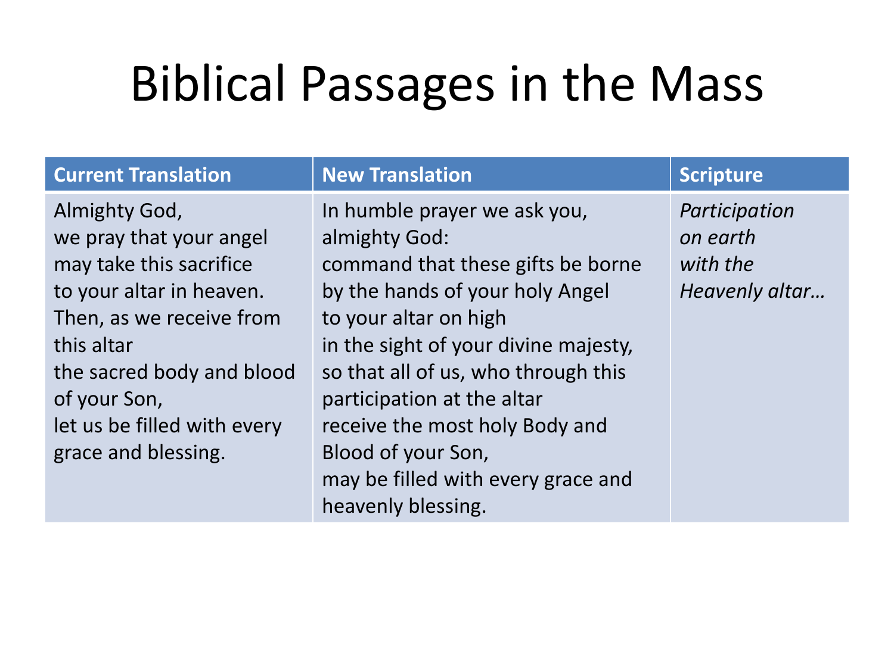# Biblical Passages in the Mass

| Current Translation | New Translation | Scripture |
|---|---|---|
| Almighty God,<br>we pray that your angel<br>may take this sacrifice<br>to your altar in heaven.<br>Then, as we receive from this altar<br>the sacred body and blood of your Son,<br>let us be filled with every grace and blessing. | In humble prayer we ask you,<br>almighty God:<br>command that these gifts be borne<br>by the hands of your holy Angel<br>to your altar on high<br>in the sight of your divine majesty,<br>so that all of us, who through this participation at the altar<br>receive the most holy Body and Blood of your Son,<br>may be filled with every grace and heavenly blessing. | *Participation on earth with the Heavenly altar…* |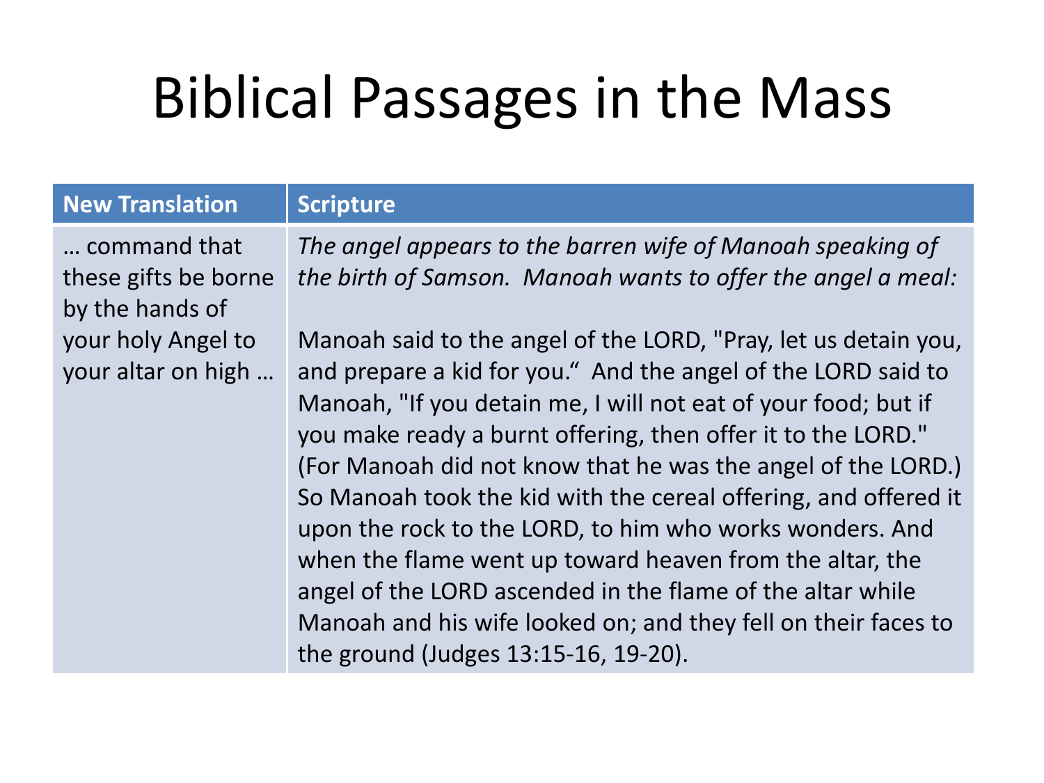# Biblical Passages in the Mass

| New Translation | Scripture |
|---|---|
| … command that these gifts be borne by the hands of your holy Angel to your altar on high … | *The angel appears to the barren wife of Manoah speaking of the birth of Samson. Manoah wants to offer the angel a meal:*<br><br>Manoah said to the angel of the LORD, "Pray, let us detain you, and prepare a kid for you." And the angel of the LORD said to Manoah, "If you detain me, I will not eat of your food; but if you make ready a burnt offering, then offer it to the LORD." (For Manoah did not know that he was the angel of the LORD.) So Manoah took the kid with the cereal offering, and offered it upon the rock to the LORD, to him who works wonders. And when the flame went up toward heaven from the altar, the angel of the LORD ascended in the flame of the altar while Manoah and his wife looked on; and they fell on their faces to the ground (Judges 13:15-16, 19-20). |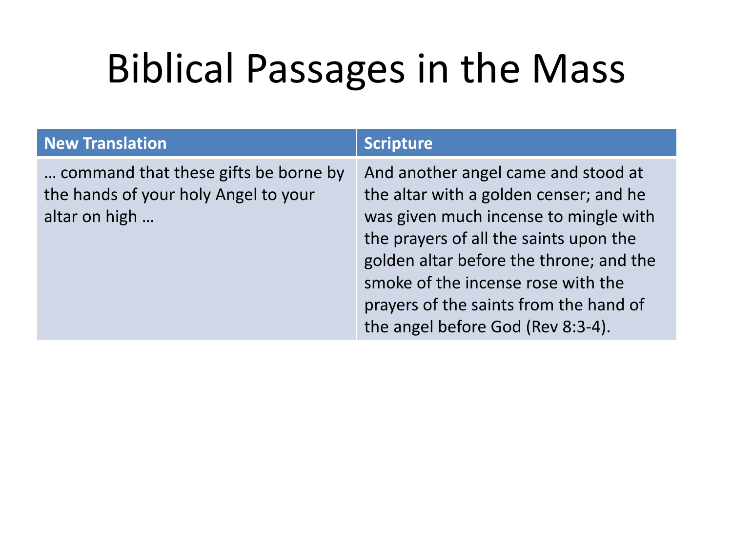# Biblical Passages in the Mass

| New Translation | Scripture |
| --- | --- |
| … command that these gifts be borne by the hands of your holy Angel to your altar on high … | And another angel came and stood at the altar with a golden censer; and he was given much incense to mingle with the prayers of all the saints upon the golden altar before the throne; and the smoke of the incense rose with the prayers of the saints from the hand of the angel before God (Rev 8:3-4). |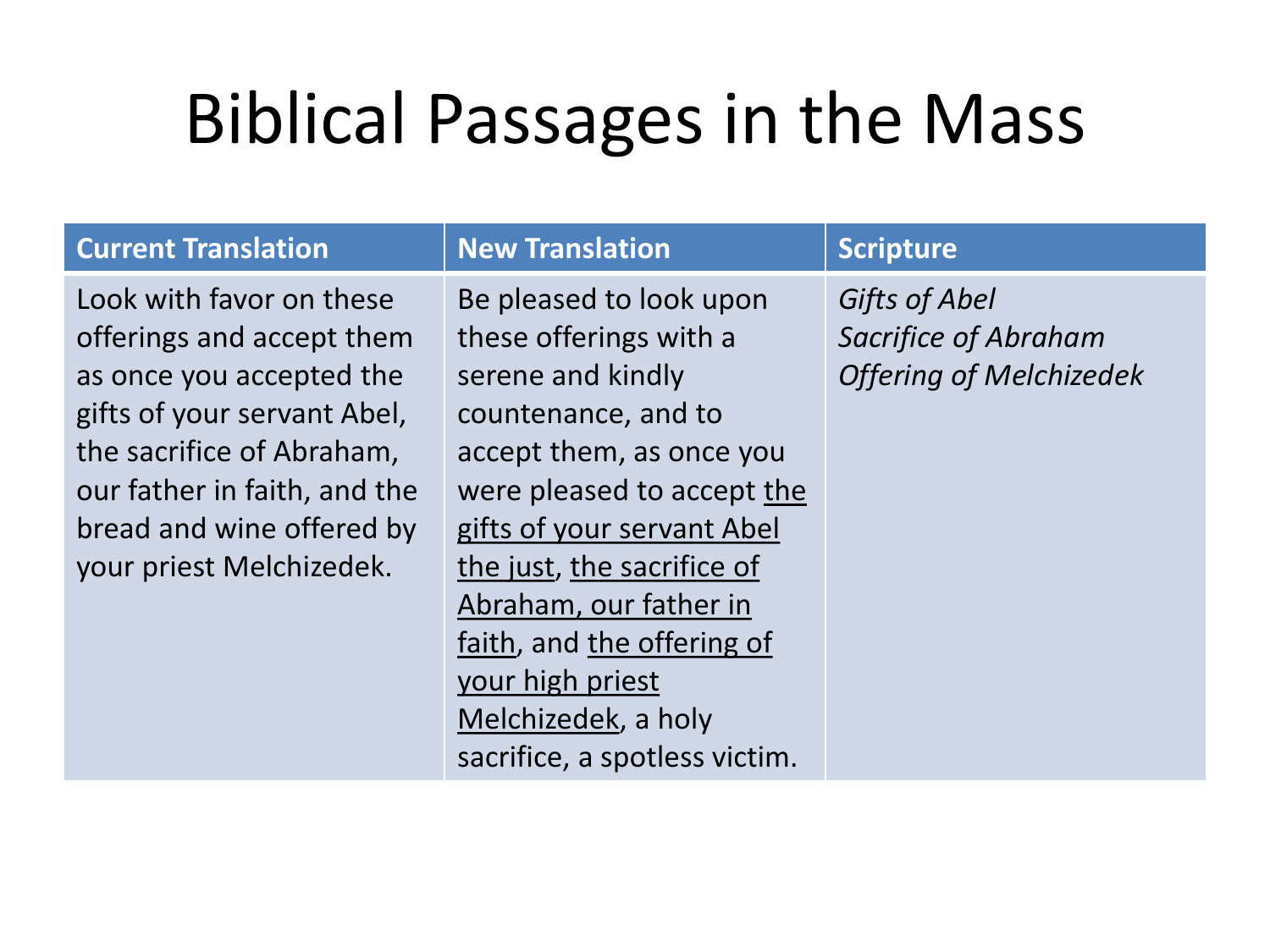# Biblical Passages in the Mass

| Current Translation | New Translation | Scripture |
|---|---|---|
| Look with favor on these offerings and accept them as once you accepted the gifts of your servant Abel, the sacrifice of Abraham, our father in faith, and the bread and wine offered by your priest Melchizedek. | Be pleased to look upon these offerings with a serene and kindly countenance, and to accept them, as once you were pleased to accept <u>the gifts of your servant Abel the just</u>, <u>the sacrifice of Abraham, our father in faith</u>, and <u>the offering of your high priest Melchizedek</u>, a holy sacrifice, a spotless victim. | *Gifts of Abel*<br>*Sacrifice of Abraham*<br>*Offering of Melchizedek* |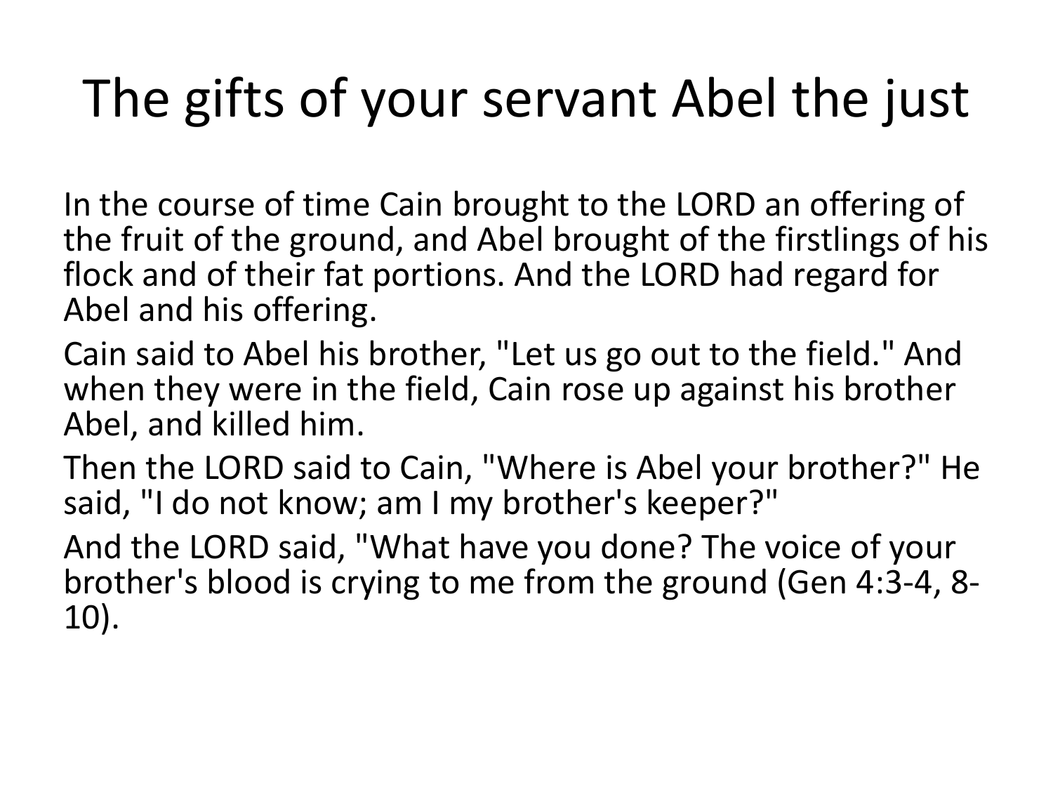# The gifts of your servant Abel the just

In the course of time Cain brought to the LORD an offering of the fruit of the ground, and Abel brought of the firstlings of his flock and of their fat portions. And the LORD had regard for Abel and his offering.

Cain said to Abel his brother, "Let us go out to the field." And when they were in the field, Cain rose up against his brother Abel, and killed him.

Then the LORD said to Cain, "Where is Abel your brother?" He said, "I do not know; am I my brother's keeper?"

And the LORD said, "What have you done? The voice of your brother's blood is crying to me from the ground (Gen 4:3-4, 8-10).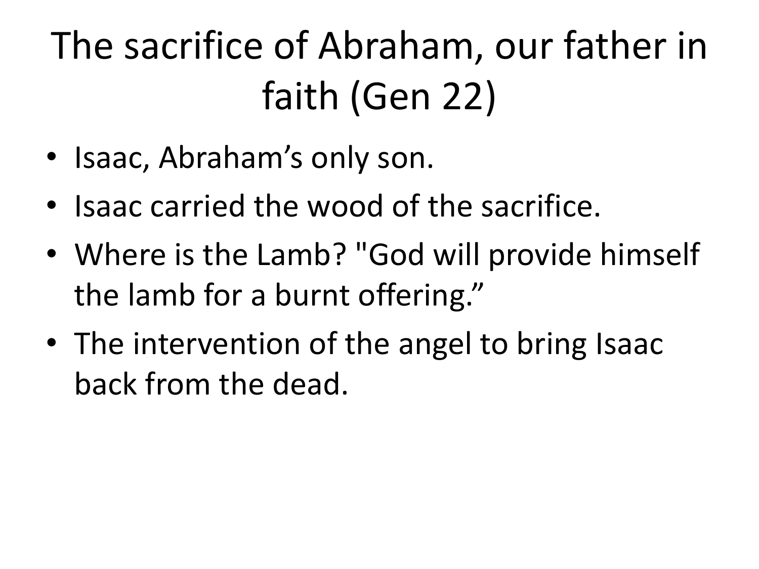# The sacrifice of Abraham, our father in faith (Gen 22)

- Isaac, Abraham’s only son.
- Isaac carried the wood of the sacrifice.
- Where is the Lamb? "God will provide himself the lamb for a burnt offering.”
- The intervention of the angel to bring Isaac back from the dead.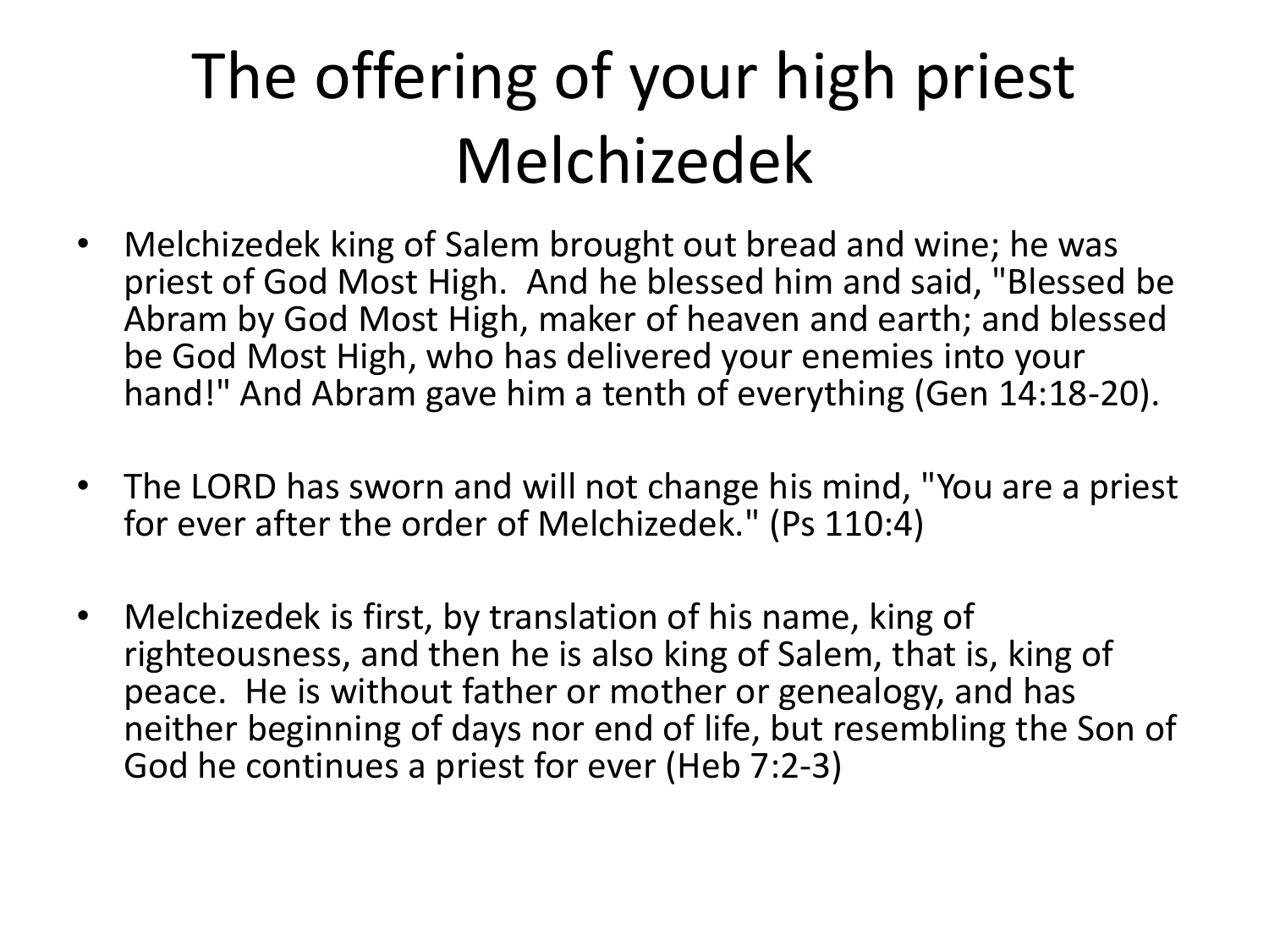# The offering of your high priest Melchizedek

- Melchizedek king of Salem brought out bread and wine; he was priest of God Most High. And he blessed him and said, "Blessed be Abram by God Most High, maker of heaven and earth; and blessed be God Most High, who has delivered your enemies into your hand!" And Abram gave him a tenth of everything (Gen 14:18-20).

- The LORD has sworn and will not change his mind, "You are a priest for ever after the order of Melchizedek." (Ps 110:4)

- Melchizedek is first, by translation of his name, king of righteousness, and then he is also king of Salem, that is, king of peace. He is without father or mother or genealogy, and has neither beginning of days nor end of life, but resembling the Son of God he continues a priest for ever (Heb 7:2-3)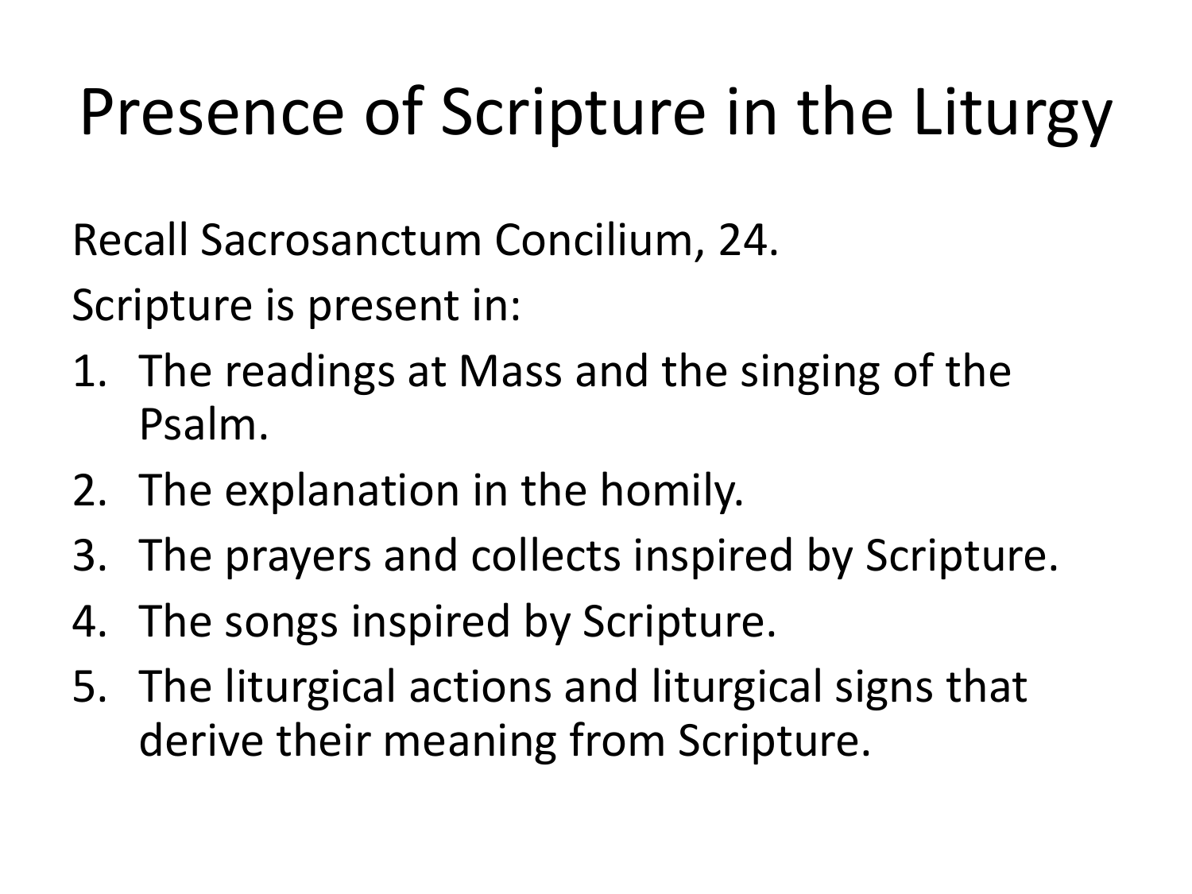# Presence of Scripture in the Liturgy

Recall Sacrosanctum Concilium, 24.

Scripture is present in:

1. The readings at Mass and the singing of the Psalm.
2. The explanation in the homily.
3. The prayers and collects inspired by Scripture.
4. The songs inspired by Scripture.
5. The liturgical actions and liturgical signs that derive their meaning from Scripture.